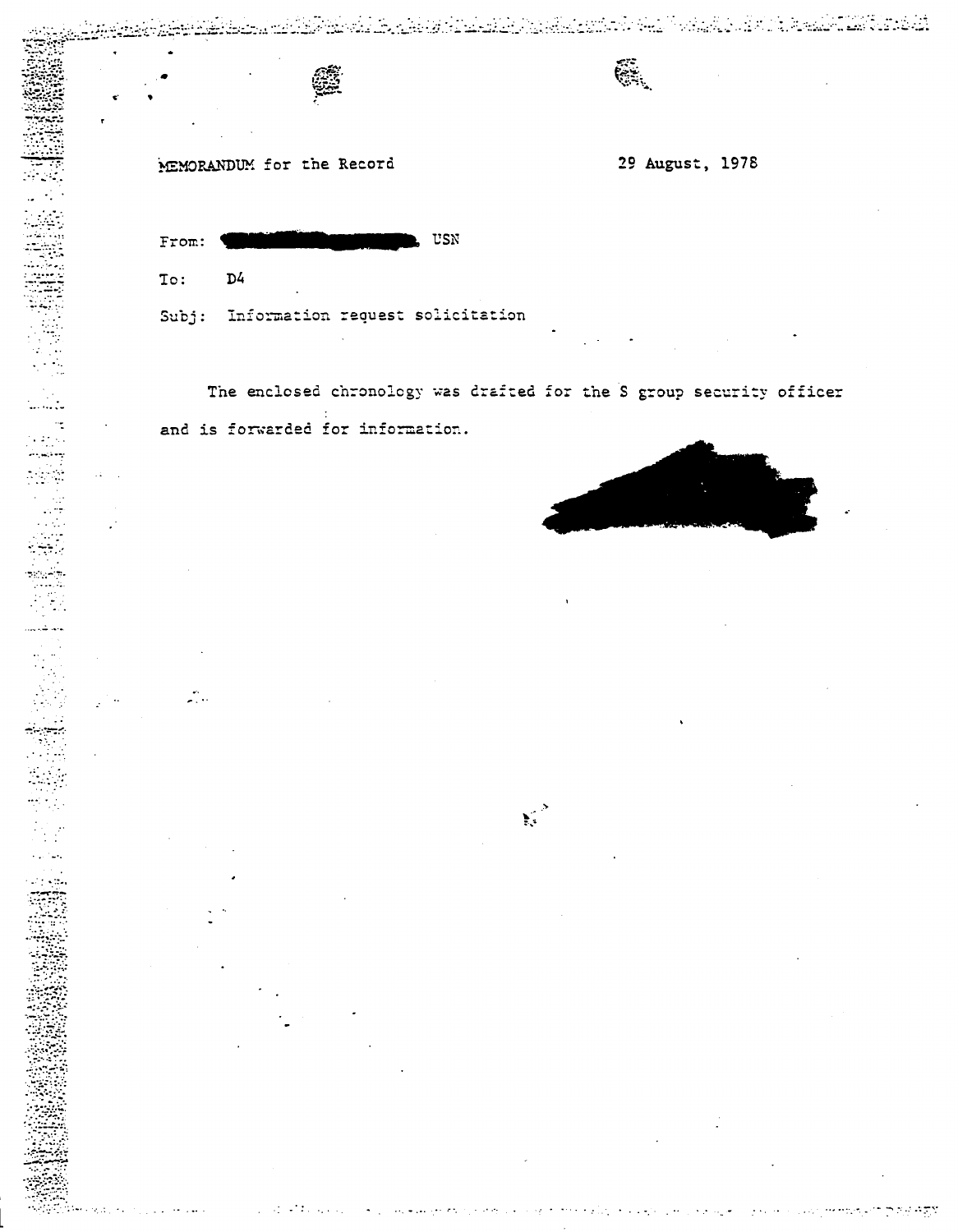MEMORANDUM for the Record

29 August, 1978

From: [redacted] USN

To: D4

Subj: Information request solicitation

The enclosed chronology was drafted for the S group security officer and is forwarded for information.

[redacted]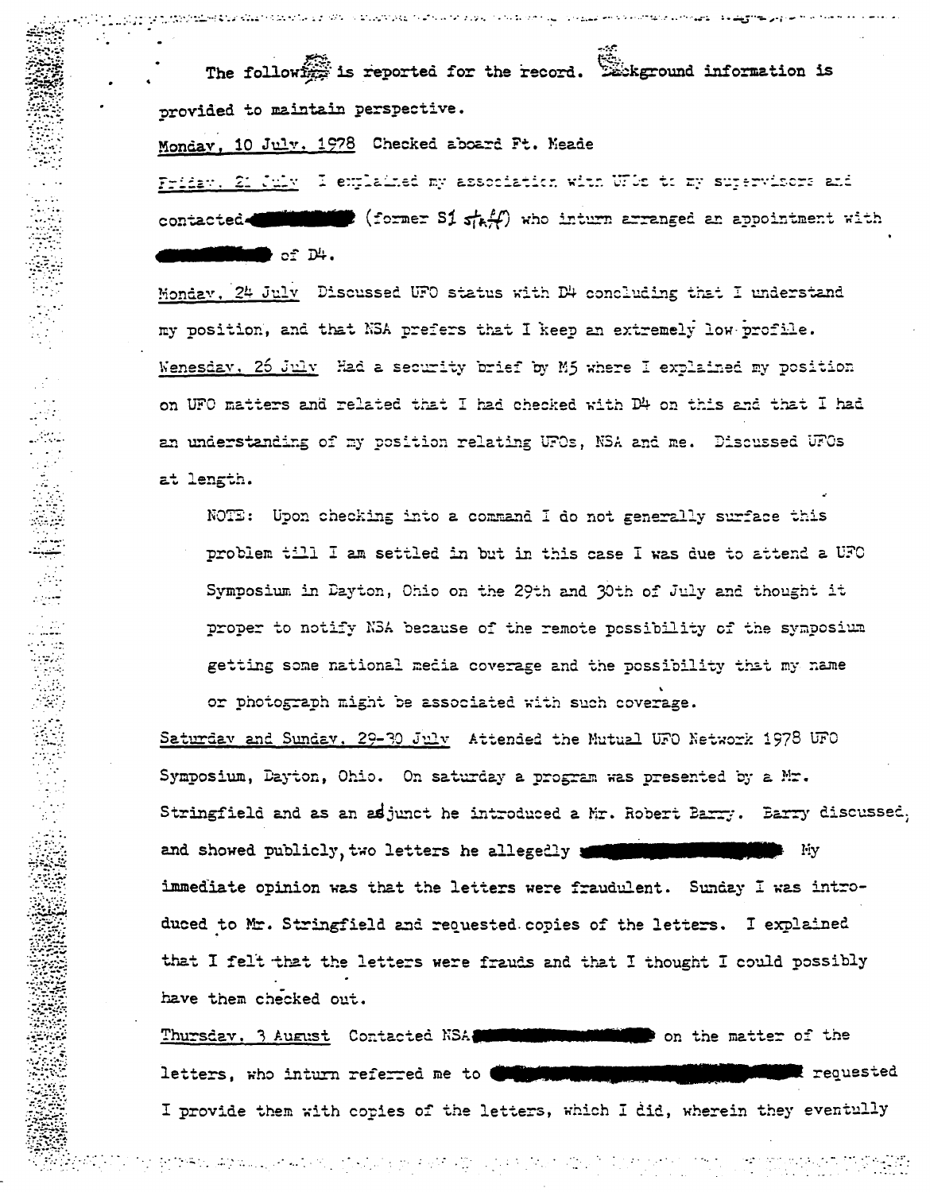The following is reported for the record. Background information is provided to maintain perspective.

Monday, 10 July, 1978 Checked aboard Ft. Meade

Friday, 21 July I explained my association with UFOs to my supervisors and contacted ████████ (former S1 staff) who inturn arranged an appointment with ████████ of D4.

Monday, 24 July Discussed UFO status with D4 concluding that I understand my position, and that NSA prefers that I keep an extremely low profile.

Wenesday, 26 July Had a security brief by M5 where I explained my position on UFO matters and related that I had checked with D4 on this and that I had an understanding of my position relating UFOs, NSA and me. Discussed UFOs at length.

> NOTE: Upon checking into a command I do not generally surface this problem till I am settled in but in this case I was due to attend a UFO Symposium in Dayton, Ohio on the 29th and 30th of July and thought it proper to notify NSA because of the remote possibility of the symposium getting some national media coverage and the possibility that my name or photograph might be associated with such coverage.

Saturday and Sunday, 29-30 July Attended the Mutual UFO Network 1978 UFO Symposium, Dayton, Ohio. On saturday a program was presented by a Mr. Stringfield and as an adjunct he introduced a Mr. Robert Barry. Barry discussed, and showed publicly, two letters he allegedly ████████████ My immediate opinion was that the letters were fraudulent. Sunday I was introduced to Mr. Stringfield and requested copies of the letters. I explained that I felt that the letters were frauds and that I thought I could possibly have them checked out.

Thursday, 3 August Contacted NSA ████████████ on the matter of the letters, who inturn referred me to ████████████████ requested I provide them with copies of the letters, which I did, wherein they eventully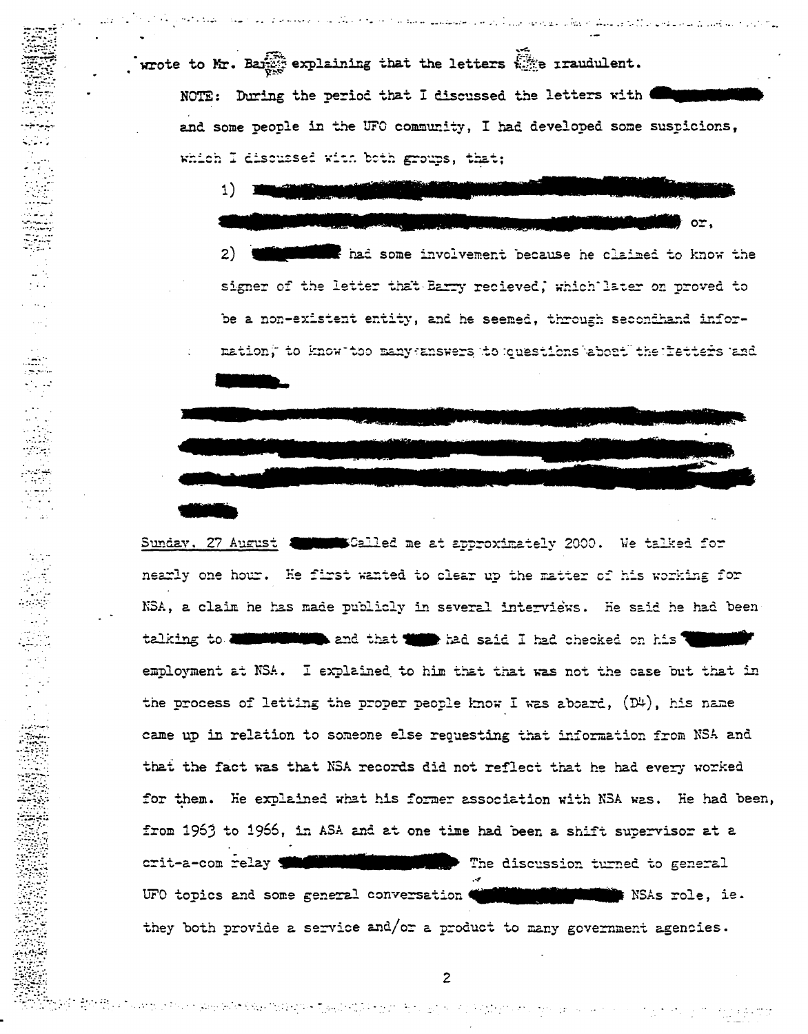wrote to Mr. Barry explaining that the letters were fraudulent.

NOTE: During the period that I discussed the letters with [REDACTED] and some people in the UFO community, I had developed some suspicions, which I discussed with both groups, that;

1) [REDACTED] or,

2) [REDACTED] had some involvement because he claimed to know the signer of the letter that Barry recieved, which later on proved to be a non-existent entity, and he seemed, through secondhand information, to know too many answers to questions about the letters and [REDACTED].

[REDACTED]

Sunday, 27 August [REDACTED] Called me at approximately 2000. We talked for nearly one hour. He first wanted to clear up the matter of his working for NSA, a claim he has made publicly in several interviews. He said he had been talking to [REDACTED] and that [REDACTED] had said I had checked on his [REDACTED] employment at NSA. I explained to him that that was not the case but that in the process of letting the proper people know I was aboard, (D4), his name came up in relation to someone else requesting that information from NSA and that the fact was that NSA records did not reflect that he had every worked for them. He explained what his former association with NSA was. He had been, from 1963 to 1966, in ASA and at one time had been a shift supervisor at a crit-a-com relay [REDACTED] The discussion turned to general UFO topics and some general conversation [REDACTED] NSAs role, ie. they both provide a service and/or a product to many government agencies.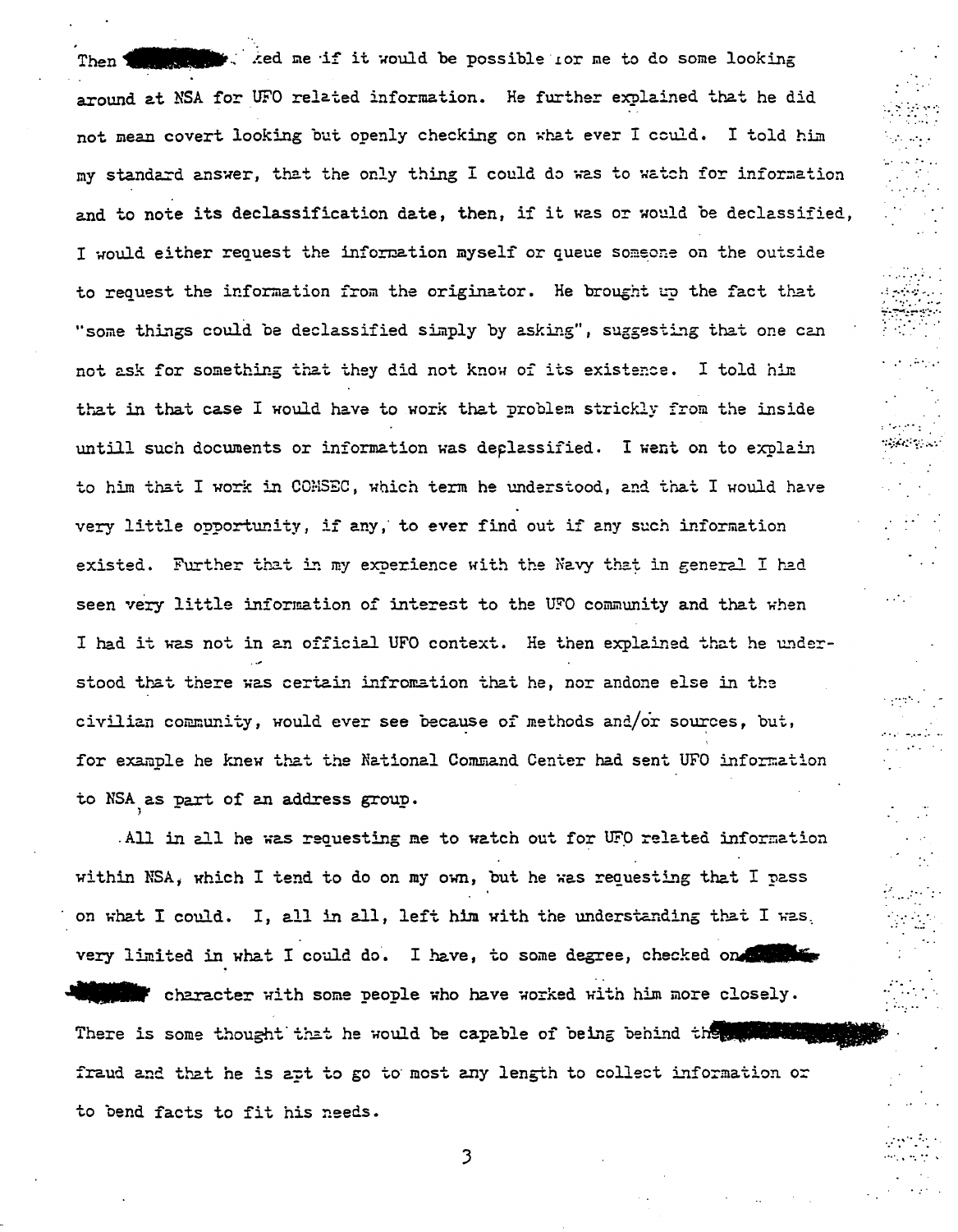Then [redacted] asked me if it would be possible for me to do some looking around at NSA for UFO related information. He further explained that he did not mean covert looking but openly checking on what ever I could. I told him my standard answer, that the only thing I could do was to watch for information and to note its declassification date, then, if it was or would be declassified, I would either request the information myself or queue someone on the outside to request the information from the originator. He brought up the fact that "some things could be declassified simply by asking", suggesting that one can not ask for something that they did not know of its existence. I told him that in that case I would have to work that problem strickly from the inside untill such documents or information was declassified. I went on to explain to him that I work in COMSEC, which term he understood, and that I would have very little opportunity, if any, to ever find out if any such information existed. Further that in my experience with the Navy that in general I had seen very little information of interest to the UFO community and that when I had it was not in an official UFO context. He then explained that he understood that there was certain infromation that he, nor andone else in the civilian community, would ever see because of methods and/or sources, but, for example he knew that the National Command Center had sent UFO information to NSA as part of an address group.

All in all he was requesting me to watch out for UFO related information within NSA, which I tend to do on my own, but he was requesting that I pass on what I could. I, all in all, left him with the understanding that I was very limited in what I could do. I have, to some degree, checked on [redacted] character with some people who have worked with him more closely. There is some thought that he would be capable of being behind the [redacted] fraud and that he is apt to go to most any length to collect information or to bend facts to fit his needs.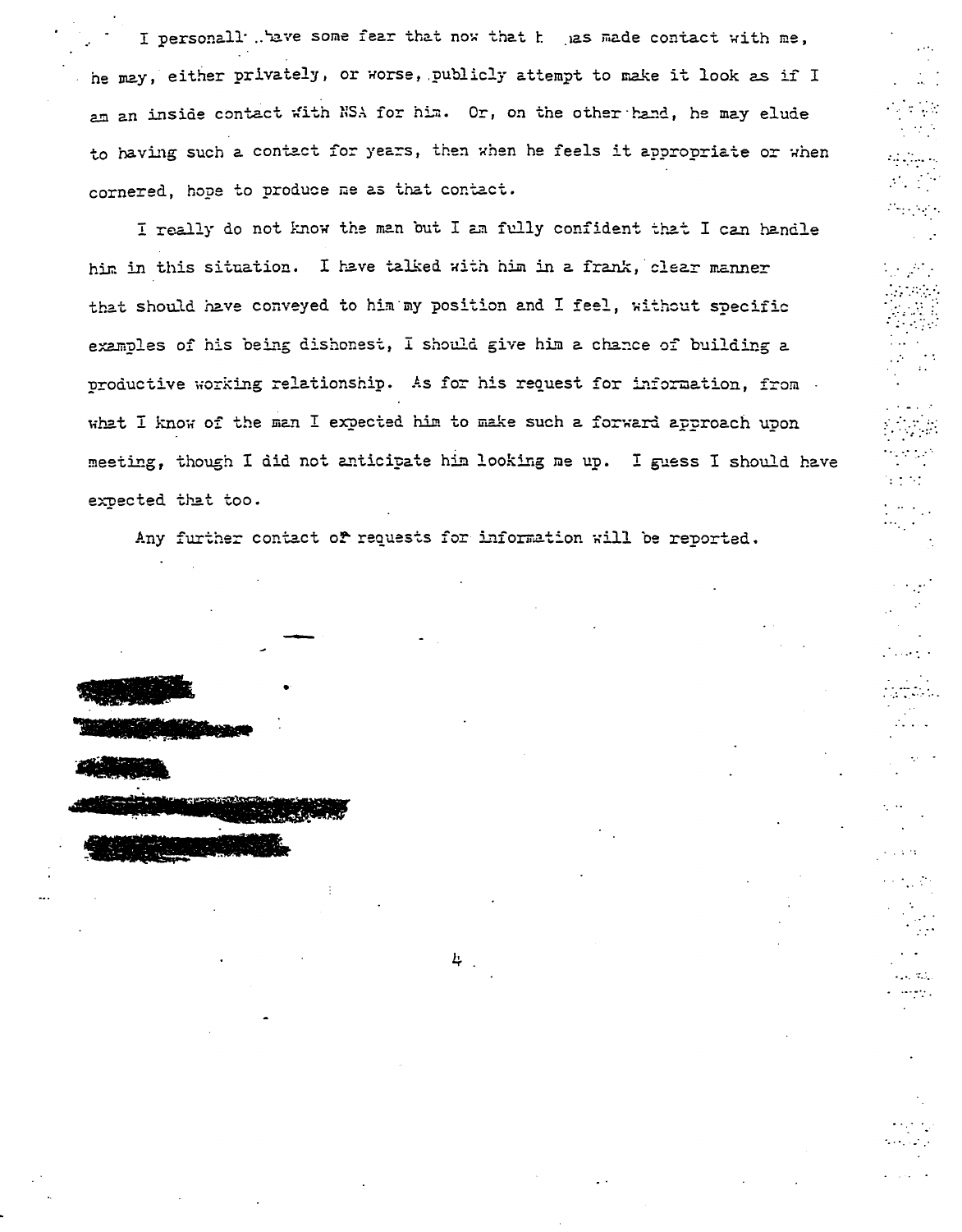I personall· ..have some fear that now that h  as made contact with me, he may, either privately, or worse, publicly attempt to make it look as if I am an inside contact with NSA for him. Or, on the other hand, he may elude to having such a contact for years, then when he feels it appropriate or when cornered, hope to produce me as that contact.

I really do not know the man but I am fully confident that I can handle him in this situation. I have talked with him in a frank, clear manner that should have conveyed to him my position and I feel, without specific examples of his being dishonest, I should give him a chance of building a productive working relationship. As for his request for information, from what I know of the man I expected him to make such a forward approach upon meeting, though I did not anticipate him looking me up. I guess I should have expected that too.

Any further contact of requests for information will be reported.